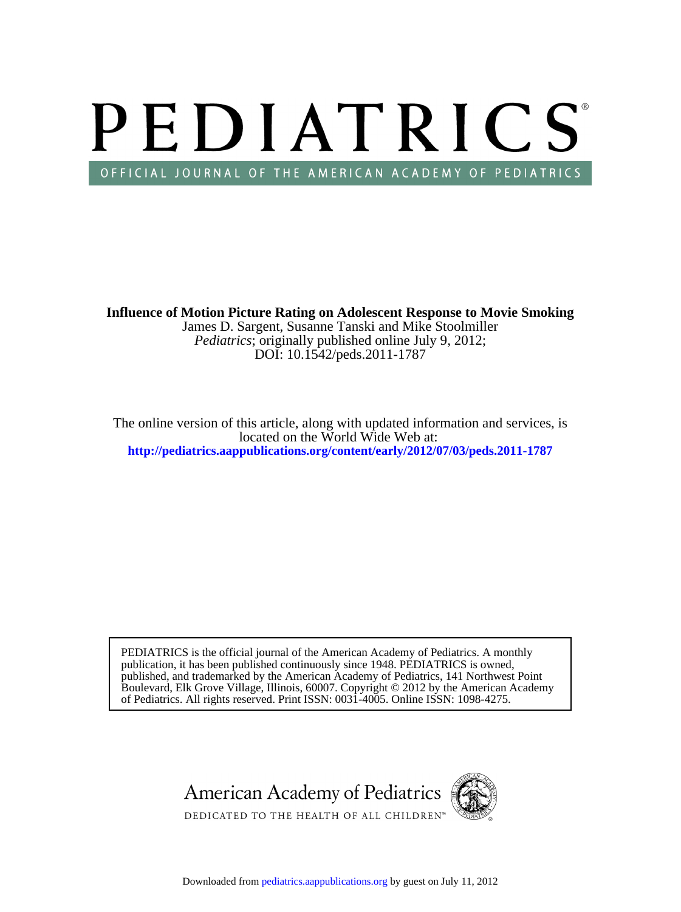# PEDIATRICS

OFFICIAL JOURNAL OF THE AMERICAN ACADEMY OF PEDIATRICS

**Influence of Motion Picture Rating on Adolescent Response to Movie Smoking**

James D. Sargent, Susanne Tanski and Mike Stoolmiller

*Pediatrics*; originally published online July 9, 2012;

DOI: 10.1542/peds.2011-1787

The online version of this article, along with updated information and services, is located on the World Wide Web at:

**http://pediatrics.aappublications.org/content/early/2012/07/03/peds.2011-1787**

PEDIATRICS is the official journal of the American Academy of Pediatrics. A monthly publication, it has been published continuously since 1948. PEDIATRICS is owned, published, and trademarked by the American Academy of Pediatrics, 141 Northwest Point Boulevard, Elk Grove Village, Illinois, 60007. Copyright © 2012 by the American Academy of Pediatrics. All rights reserved. Print ISSN: 0031-4005. Online ISSN: 1098-4275.

American Academy of Pediatrics

DEDICATED TO THE HEALTH OF ALL CHILDREN™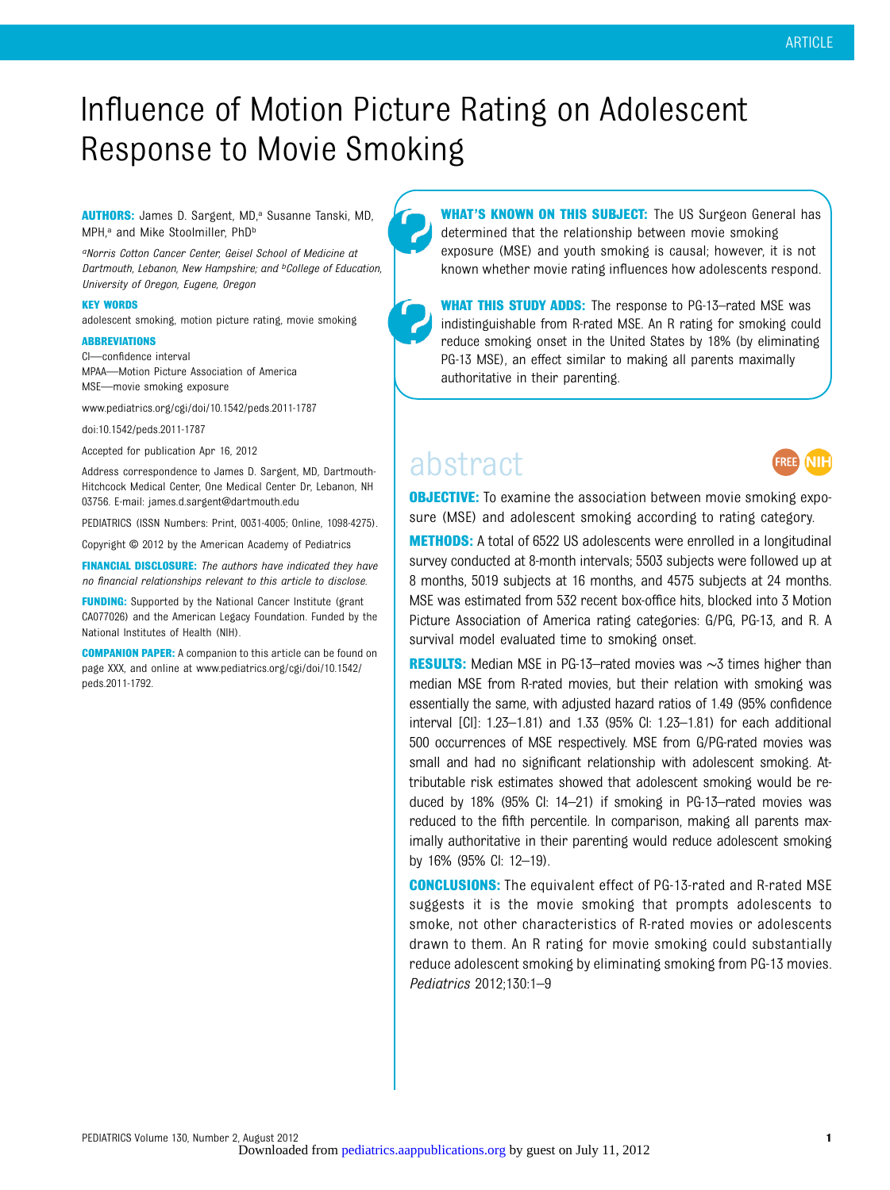# Influence of Motion Picture Rating on Adolescent Response to Movie Smoking

**AUTHORS:** James D. Sargent, MD,[a] Susanne Tanski, MD, MPH,[a] and Mike Stoolmiller, PhD[b]

*[a]Norris Cotton Cancer Center, Geisel School of Medicine at Dartmouth, Lebanon, New Hampshire; and [b]College of Education, University of Oregon, Eugene, Oregon*

**KEY WORDS**

adolescent smoking, motion picture rating, movie smoking

**ABBREVIATIONS**

CI—confidence interval
MPAA—Motion Picture Association of America
MSE—movie smoking exposure

www.pediatrics.org/cgi/doi/10.1542/peds.2011-1787

doi:10.1542/peds.2011-1787

Accepted for publication Apr 16, 2012

Address correspondence to James D. Sargent, MD, Dartmouth-Hitchcock Medical Center, One Medical Center Dr, Lebanon, NH 03756. E-mail: james.d.sargent@dartmouth.edu

PEDIATRICS (ISSN Numbers: Print, 0031-4005; Online, 1098-4275).

Copyright © 2012 by the American Academy of Pediatrics

**FINANCIAL DISCLOSURE:** *The authors have indicated they have no financial relationships relevant to this article to disclose.*

**FUNDING:** Supported by the National Cancer Institute (grant CA077026) and the American Legacy Foundation. Funded by the National Institutes of Health (NIH).

**COMPANION PAPER:** A companion to this article can be found on page XXX, and online at www.pediatrics.org/cgi/doi/10.1542/peds.2011-1792.

**WHAT'S KNOWN ON THIS SUBJECT:** The US Surgeon General has determined that the relationship between movie smoking exposure (MSE) and youth smoking is causal; however, it is not known whether movie rating influences how adolescents respond.

**WHAT THIS STUDY ADDS:** The response to PG-13–rated MSE was indistinguishable from R-rated MSE. An R rating for smoking could reduce smoking onset in the United States by 18% (by eliminating PG-13 MSE), an effect similar to making all parents maximally authoritative in their parenting.

## abstract

**OBJECTIVE:** To examine the association between movie smoking exposure (MSE) and adolescent smoking according to rating category.

**METHODS:** A total of 6522 US adolescents were enrolled in a longitudinal survey conducted at 8-month intervals; 5503 subjects were followed up at 8 months, 5019 subjects at 16 months, and 4575 subjects at 24 months. MSE was estimated from 532 recent box-office hits, blocked into 3 Motion Picture Association of America rating categories: G/PG, PG-13, and R. A survival model evaluated time to smoking onset.

**RESULTS:** Median MSE in PG-13–rated movies was ~3 times higher than median MSE from R-rated movies, but their relation with smoking was essentially the same, with adjusted hazard ratios of 1.49 (95% confidence interval [CI]: 1.23–1.81) and 1.33 (95% CI: 1.23–1.81) for each additional 500 occurrences of MSE respectively. MSE from G/PG-rated movies was small and had no significant relationship with adolescent smoking. Attributable risk estimates showed that adolescent smoking would be reduced by 18% (95% CI: 14–21) if smoking in PG-13–rated movies was reduced to the fifth percentile. In comparison, making all parents maximally authoritative in their parenting would reduce adolescent smoking by 16% (95% CI: 12–19).

**CONCLUSIONS:** The equivalent effect of PG-13-rated and R-rated MSE suggests it is the movie smoking that prompts adolescents to smoke, not other characteristics of R-rated movies or adolescents drawn to them. An R rating for movie smoking could substantially reduce adolescent smoking by eliminating smoking from PG-13 movies. *Pediatrics* 2012;130:1–9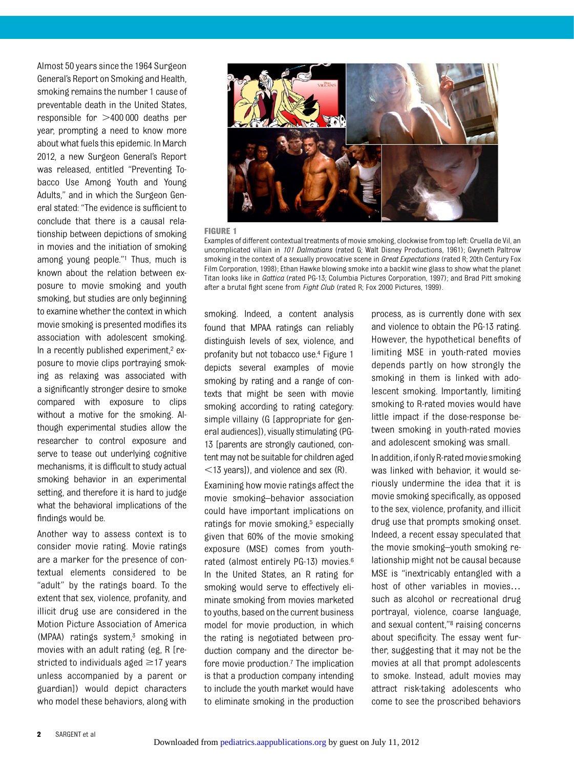Almost 50 years since the 1964 Surgeon General's Report on Smoking and Health, smoking remains the number 1 cause of preventable death in the United States, responsible for >400 000 deaths per year, prompting a need to know more about what fuels this epidemic. In March 2012, a new Surgeon General's Report was released, entitled "Preventing Tobacco Use Among Youth and Young Adults," and in which the Surgeon General stated: "The evidence is sufficient to conclude that there is a causal relationship between depictions of smoking in movies and the initiation of smoking among young people."[1] Thus, much is known about the relation between exposure to movie smoking and youth smoking, but studies are only beginning to examine whether the context in which movie smoking is presented modifies its association with adolescent smoking. In a recently published experiment,[2] exposure to movie clips portraying smoking as relaxing was associated with a significantly stronger desire to smoke compared with exposure to clips without a motive for the smoking. Although experimental studies allow the researcher to control exposure and serve to tease out underlying cognitive mechanisms, it is difficult to study actual smoking behavior in an experimental setting, and therefore it is hard to judge what the behavioral implications of the findings would be.

Another way to assess context is to consider movie rating. Movie ratings are a marker for the presence of contextual elements considered to be "adult" by the ratings board. To the extent that sex, violence, profanity, and illicit drug use are considered in the Motion Picture Association of America (MPAA) ratings system,[3] smoking in movies with an adult rating (eg, R [restricted to individuals aged ≥17 years unless accompanied by a parent or guardian]) would depict characters who model these behaviors, along with smoking. Indeed, a content analysis found that MPAA ratings can reliably distinguish levels of sex, violence, and profanity but not tobacco use.[4] Figure 1 depicts several examples of movie smoking by rating and a range of contexts that might be seen with movie smoking according to rating category: simple villainy (G [appropriate for general audiences]), visually stimulating (PG-13 [parents are strongly cautioned, content may not be suitable for children aged <13 years]), and violence and sex (R).

**FIGURE 1**
Examples of different contextual treatments of movie smoking, clockwise from top left: Cruella de Vil, an uncomplicated villain in *101 Dalmatians* (rated G; Walt Disney Productions, 1961); Gwyneth Paltrow smoking in the context of a sexually provocative scene in *Great Expectations* (rated R; 20th Century Fox Film Corporation, 1998); Ethan Hawke blowing smoke into a backlit wine glass to show what the planet Titan looks like in *Gattica* (rated PG-13; Columbia Pictures Corporation, 1997); and Brad Pitt smoking after a brutal fight scene from *Fight Club* (rated R; Fox 2000 Pictures, 1999).

Examining how movie ratings affect the movie smoking–behavior association could have important implications on ratings for movie smoking,[5] especially given that 60% of the movie smoking exposure (MSE) comes from youth-rated (almost entirely PG-13) movies.[6] In the United States, an R rating for smoking would serve to effectively eliminate smoking from movies marketed to youths, based on the current business model for movie production, in which the rating is negotiated between production company and the director before movie production.[7] The implication is that a production company intending to include the youth market would have to eliminate smoking in the production process, as is currently done with sex and violence to obtain the PG-13 rating. However, the hypothetical benefits of limiting MSE in youth-rated movies depends partly on how strongly the smoking in them is linked with adolescent smoking. Importantly, limiting smoking to R-rated movies would have little impact if the dose-response between smoking in youth-rated movies and adolescent smoking was small.

In addition, if only R-rated movie smoking was linked with behavior, it would seriously undermine the idea that it is movie smoking specifically, as opposed to the sex, violence, profanity, and illicit drug use that prompts smoking onset. Indeed, a recent essay speculated that the movie smoking–youth smoking relationship might not be causal because MSE is "inextricably entangled with a host of other variables in movies… such as alcohol or recreational drug portrayal, violence, coarse language, and sexual content,"[8] raising concerns about specificity. The essay went further, suggesting that it may not be the movies at all that prompt adolescents to smoke. Instead, adult movies may attract risk-taking adolescents who come to see the proscribed behaviors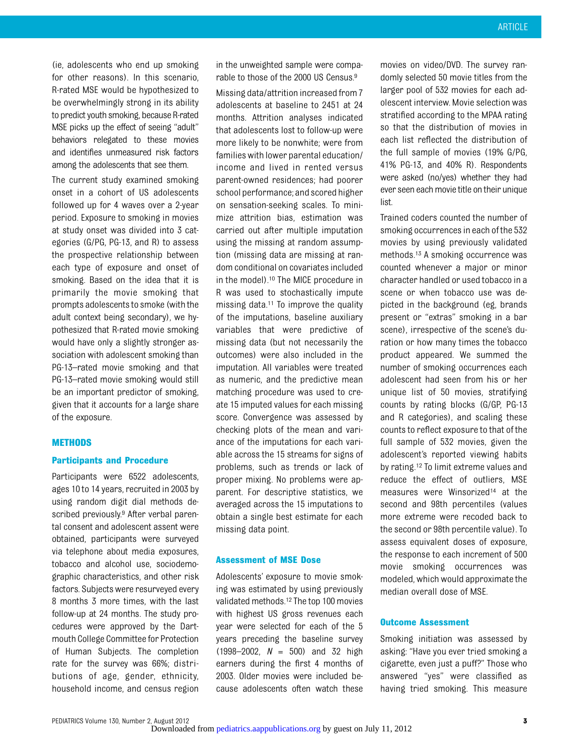(ie, adolescents who end up smoking for other reasons). In this scenario, R-rated MSE would be hypothesized to be overwhelmingly strong in its ability to predict youth smoking, because R-rated MSE picks up the effect of seeing "adult" behaviors relegated to these movies and identifies unmeasured risk factors among the adolescents that see them.

The current study examined smoking onset in a cohort of US adolescents followed up for 4 waves over a 2-year period. Exposure to smoking in movies at study onset was divided into 3 categories (G/PG, PG-13, and R) to assess the prospective relationship between each type of exposure and onset of smoking. Based on the idea that it is primarily the movie smoking that prompts adolescents to smoke (with the adult context being secondary), we hypothesized that R-rated movie smoking would have only a slightly stronger association with adolescent smoking than PG-13–rated movie smoking and that PG-13–rated movie smoking would still be an important predictor of smoking, given that it accounts for a large share of the exposure.

## METHODS

### Participants and Procedure

Participants were 6522 adolescents, ages 10 to 14 years, recruited in 2003 by using random digit dial methods described previously.[9] After verbal parental consent and adolescent assent were obtained, participants were surveyed via telephone about media exposures, tobacco and alcohol use, sociodemographic characteristics, and other risk factors. Subjects were resurveyed every 8 months 3 more times, with the last follow-up at 24 months. The study procedures were approved by the Dartmouth College Committee for Protection of Human Subjects. The completion rate for the survey was 66%; distributions of age, gender, ethnicity, household income, and census region in the unweighted sample were comparable to those of the 2000 US Census.[9]

Missing data/attrition increased from 7 adolescents at baseline to 2451 at 24 months. Attrition analyses indicated that adolescents lost to follow-up were more likely to be nonwhite; were from families with lower parental education/income and lived in rented versus parent-owned residences; had poorer school performance; and scored higher on sensation-seeking scales. To minimize attrition bias, estimation was carried out after multiple imputation using the missing at random assumption (missing data are missing at random conditional on covariates included in the model).[10] The MICE procedure in R was used to stochastically impute missing data.[11] To improve the quality of the imputations, baseline auxiliary variables that were predictive of missing data (but not necessarily the outcomes) were also included in the imputation. All variables were treated as numeric, and the predictive mean matching procedure was used to create 15 imputed values for each missing score. Convergence was assessed by checking plots of the mean and variance of the imputations for each variable across the 15 streams for signs of problems, such as trends or lack of proper mixing. No problems were apparent. For descriptive statistics, we averaged across the 15 imputations to obtain a single best estimate for each missing data point.

### Assessment of MSE Dose

Adolescents' exposure to movie smoking was estimated by using previously validated methods.[12] The top 100 movies with highest US gross revenues each year were selected for each of the 5 years preceding the baseline survey (1998–2002, $N$ = 500) and 32 high earners during the first 4 months of 2003. Older movies were included because adolescents often watch these movies on video/DVD. The survey randomly selected 50 movie titles from the larger pool of 532 movies for each adolescent interview. Movie selection was stratified according to the MPAA rating so that the distribution of movies in each list reflected the distribution of the full sample of movies (19% G/PG, 41% PG-13, and 40% R). Respondents were asked (no/yes) whether they had ever seen each movie title on their unique list.

Trained coders counted the number of smoking occurrences in each of the 532 movies by using previously validated methods.[13] A smoking occurrence was counted whenever a major or minor character handled or used tobacco in a scene or when tobacco use was depicted in the background (eg, brands present or "extras" smoking in a bar scene), irrespective of the scene's duration or how many times the tobacco product appeared. We summed the number of smoking occurrences each adolescent had seen from his or her unique list of 50 movies, stratifying counts by rating blocks (G/GP, PG-13 and R categories), and scaling these counts to reflect exposure to that of the full sample of 532 movies, given the adolescent's reported viewing habits by rating.[12] To limit extreme values and reduce the effect of outliers, MSE measures were Winsorized[14] at the second and 98th percentiles (values more extreme were recoded back to the second or 98th percentile value). To assess equivalent doses of exposure, the response to each increment of 500 movie smoking occurrences was modeled, which would approximate the median overall dose of MSE.

### Outcome Assessment

Smoking initiation was assessed by asking: "Have you ever tried smoking a cigarette, even just a puff?" Those who answered "yes" were classified as having tried smoking. This measure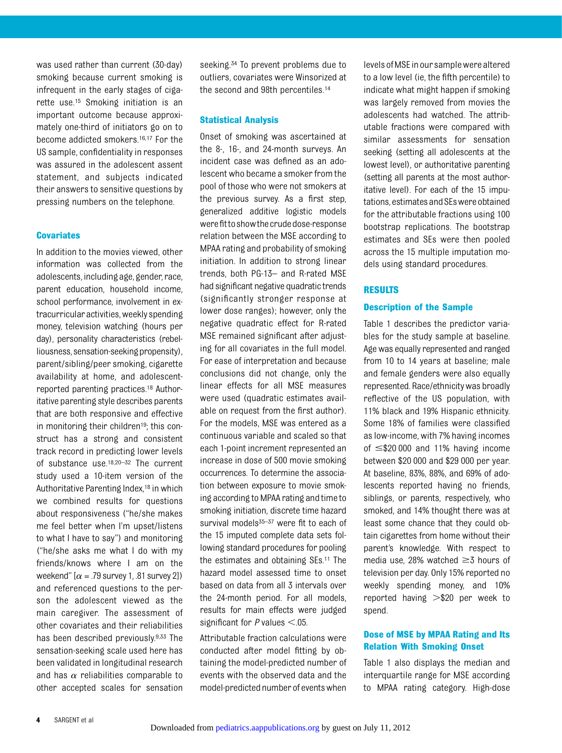was used rather than current (30-day) smoking because current smoking is infrequent in the early stages of cigarette use.[15] Smoking initiation is an important outcome because approximately one-third of initiators go on to become addicted smokers.[16,17] For the US sample, confidentiality in responses was assured in the adolescent assent statement, and subjects indicated their answers to sensitive questions by pressing numbers on the telephone.

### Covariates

In addition to the movies viewed, other information was collected from the adolescents, including age, gender, race, parent education, household income, school performance, involvement in extracurricular activities, weekly spending money, television watching (hours per day), personality characteristics (rebelliousness, sensation-seeking propensity), parent/sibling/peer smoking, cigarette availability at home, and adolescent-reported parenting practices.[18] Authoritative parenting style describes parents that are both responsive and effective in monitoring their children[19]; this construct has a strong and consistent track record in predicting lower levels of substance use.[18,20–32] The current study used a 10-item version of the Authoritative Parenting Index,[18] in which we combined results for questions about responsiveness ("he/she makes me feel better when I'm upset/listens to what I have to say") and monitoring ("he/she asks me what I do with my friends/knows where I am on the weekend" [$\alpha = .79$ survey 1, .81 survey 2]) and referenced questions to the person the adolescent viewed as the main caregiver. The assessment of other covariates and their reliabilities has been described previously.[9,33] The sensation-seeking scale used here has been validated in longitudinal research and has $\alpha$ reliabilities comparable to other accepted scales for sensation seeking.[34] To prevent problems due to outliers, covariates were Winsorized at the second and 98th percentiles.[14]

### Statistical Analysis

Onset of smoking was ascertained at the 8-, 16-, and 24-month surveys. An incident case was defined as an adolescent who became a smoker from the pool of those who were not smokers at the previous survey. As a first step, generalized additive logistic models were fit to show the crude dose-response relation between the MSE according to MPAA rating and probability of smoking initiation. In addition to strong linear trends, both PG-13– and R-rated MSE had significant negative quadratic trends (significantly stronger response at lower dose ranges); however, only the negative quadratic effect for R-rated MSE remained significant after adjusting for all covariates in the full model. For ease of interpretation and because conclusions did not change, only the linear effects for all MSE measures were used (quadratic estimates available on request from the first author). For the models, MSE was entered as a continuous variable and scaled so that each 1-point increment represented an increase in dose of 500 movie smoking occurrences. To determine the association between exposure to movie smoking according to MPAA rating and time to smoking initiation, discrete time hazard survival models[35–37] were fit to each of the 15 imputed complete data sets following standard procedures for pooling the estimates and obtaining SEs.[11] The hazard model assessed time to onset based on data from all 3 intervals over the 24-month period. For all models, results for main effects were judged significant for $P$ values $<.05$.

Attributable fraction calculations were conducted after model fitting by obtaining the model-predicted number of events with the observed data and the model-predicted number of events when levels of MSE in our sample were altered to a low level (ie, the fifth percentile) to indicate what might happen if smoking was largely removed from movies the adolescents had watched. The attributable fractions were compared with similar assessments for sensation seeking (setting all adolescents at the lowest level), or authoritative parenting (setting all parents at the most authoritative level). For each of the 15 imputations, estimates and SEs were obtained for the attributable fractions using 100 bootstrap replications. The bootstrap estimates and SEs were then pooled across the 15 multiple imputation models using standard procedures.

## RESULTS

### Description of the Sample

Table 1 describes the predictor variables for the study sample at baseline. Age was equally represented and ranged from 10 to 14 years at baseline; male and female genders were also equally represented. Race/ethnicity was broadly reflective of the US population, with 11% black and 19% Hispanic ethnicity. Some 18% of families were classified as low-income, with 7% having incomes of $\leq$\$20 000 and 11% having income between \$20 000 and \$29 000 per year. At baseline, 83%, 88%, and 69% of adolescents reported having no friends, siblings, or parents, respectively, who smoked, and 14% thought there was at least some chance that they could obtain cigarettes from home without their parent's knowledge. With respect to media use, 28% watched $\geq$3 hours of television per day. Only 15% reported no weekly spending money, and 10% reported having $>$\$20 per week to spend.

### Dose of MSE by MPAA Rating and Its Relation With Smoking Onset

Table 1 also displays the median and interquartile range for MSE according to MPAA rating category. High-dose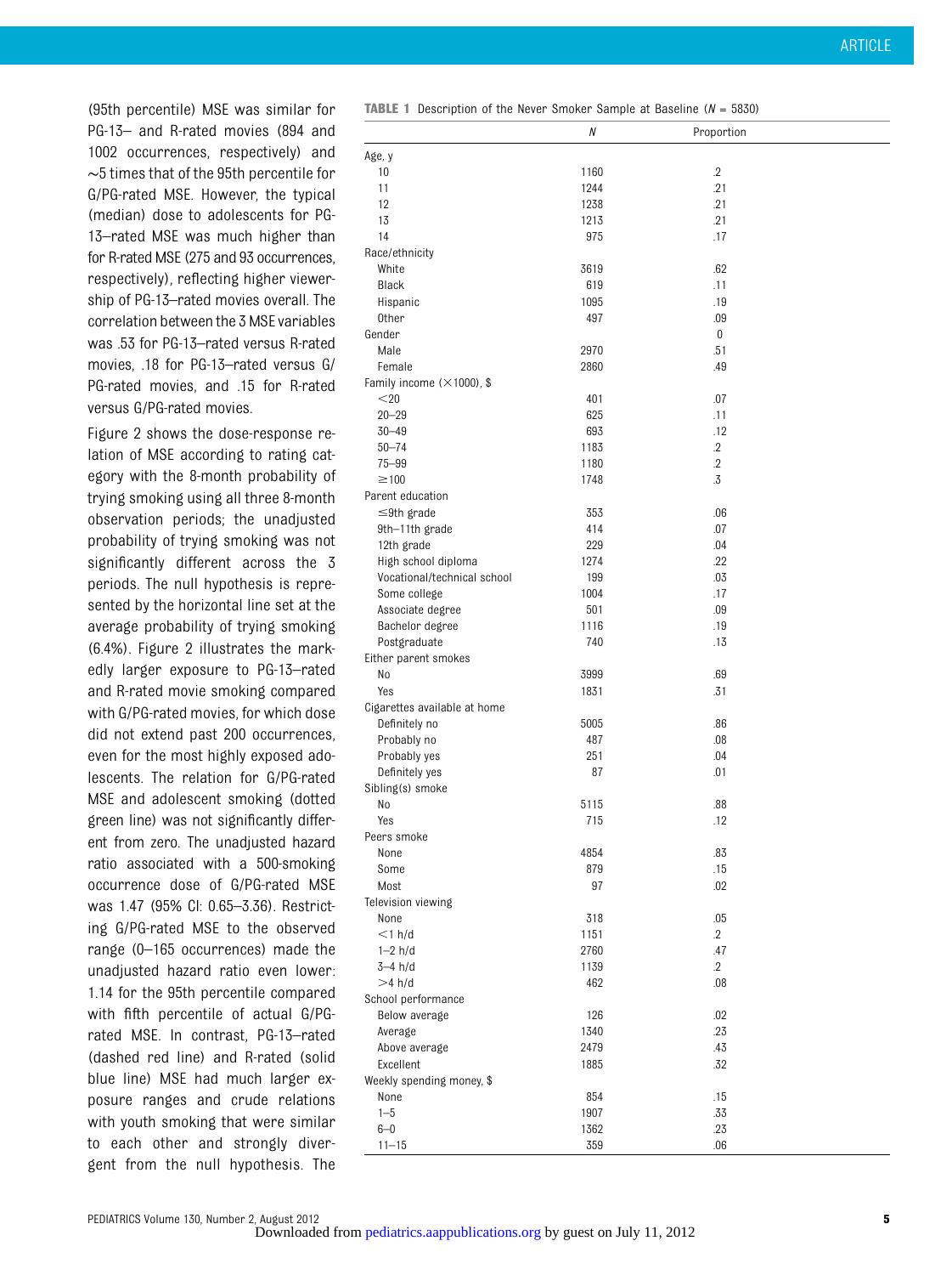(95th percentile) MSE was similar for PG-13– and R-rated movies (894 and 1002 occurrences, respectively) and ~5 times that of the 95th percentile for G/PG-rated MSE. However, the typical (median) dose to adolescents for PG-13–rated MSE was much higher than for R-rated MSE (275 and 93 occurrences, respectively), reflecting higher viewership of PG-13–rated movies overall. The correlation between the 3 MSE variables was .53 for PG-13–rated versus R-rated movies, .18 for PG-13–rated versus G/PG-rated movies, and .15 for R-rated versus G/PG-rated movies.

Figure 2 shows the dose-response relation of MSE according to rating category with the 8-month probability of trying smoking using all three 8-month observation periods; the unadjusted probability of trying smoking was not significantly different across the 3 periods. The null hypothesis is represented by the horizontal line set at the average probability of trying smoking (6.4%). Figure 2 illustrates the markedly larger exposure to PG-13–rated and R-rated movie smoking compared with G/PG-rated movies, for which dose did not extend past 200 occurrences, even for the most highly exposed adolescents. The relation for G/PG-rated MSE and adolescent smoking (dotted green line) was not significantly different from zero. The unadjusted hazard ratio associated with a 500-smoking occurrence dose of G/PG-rated MSE was 1.47 (95% CI: 0.65–3.36). Restricting G/PG-rated MSE to the observed range (0–165 occurrences) made the unadjusted hazard ratio even lower: 1.14 for the 95th percentile compared with fifth percentile of actual G/PG-rated MSE. In contrast, PG-13–rated (dashed red line) and R-rated (solid blue line) MSE had much larger exposure ranges and crude relations with youth smoking that were similar to each other and strongly divergent from the null hypothesis. The

**TABLE 1** Description of the Never Smoker Sample at Baseline ($N$ = 5830)

| | *N* | Proportion |
|---|---|---|
| Age, y | | |
| 10 | 1160 | .2 |
| 11 | 1244 | .21 |
| 12 | 1238 | .21 |
| 13 | 1213 | .21 |
| 14 | 975 | .17 |
| Race/ethnicity | | |
| White | 3619 | .62 |
| Black | 619 | .11 |
| Hispanic | 1095 | .19 |
| Other | 497 | .09 |
| Gender | | 0 |
| Male | 2970 | .51 |
| Female | 2860 | .49 |
| Family income (×1000), $ | | |
| <20 | 401 | .07 |
| 20–29 | 625 | .11 |
| 30–49 | 693 | .12 |
| 50–74 | 1183 | .2 |
| 75–99 | 1180 | .2 |
| ≥100 | 1748 | .3 |
| Parent education | | |
| ≤9th grade | 353 | .06 |
| 9th–11th grade | 414 | .07 |
| 12th grade | 229 | .04 |
| High school diploma | 1274 | .22 |
| Vocational/technical school | 199 | .03 |
| Some college | 1004 | .17 |
| Associate degree | 501 | .09 |
| Bachelor degree | 1116 | .19 |
| Postgraduate | 740 | .13 |
| Either parent smokes | | |
| No | 3999 | .69 |
| Yes | 1831 | .31 |
| Cigarettes available at home | | |
| Definitely no | 5005 | .86 |
| Probably no | 487 | .08 |
| Probably yes | 251 | .04 |
| Definitely yes | 87 | .01 |
| Sibling(s) smoke | | |
| No | 5115 | .88 |
| Yes | 715 | .12 |
| Peers smoke | | |
| None | 4854 | .83 |
| Some | 879 | .15 |
| Most | 97 | .02 |
| Television viewing | | |
| None | 318 | .05 |
| <1 h/d | 1151 | .2 |
| 1–2 h/d | 2760 | .47 |
| 3–4 h/d | 1139 | .2 |
| >4 h/d | 462 | .08 |
| School performance | | |
| Below average | 126 | .02 |
| Average | 1340 | .23 |
| Above average | 2479 | .43 |
| Excellent | 1885 | .32 |
| Weekly spending money, $ | | |
| None | 854 | .15 |
| 1–5 | 1907 | .33 |
| 6–0 | 1362 | .23 |
| 11–15 | 359 | .06 |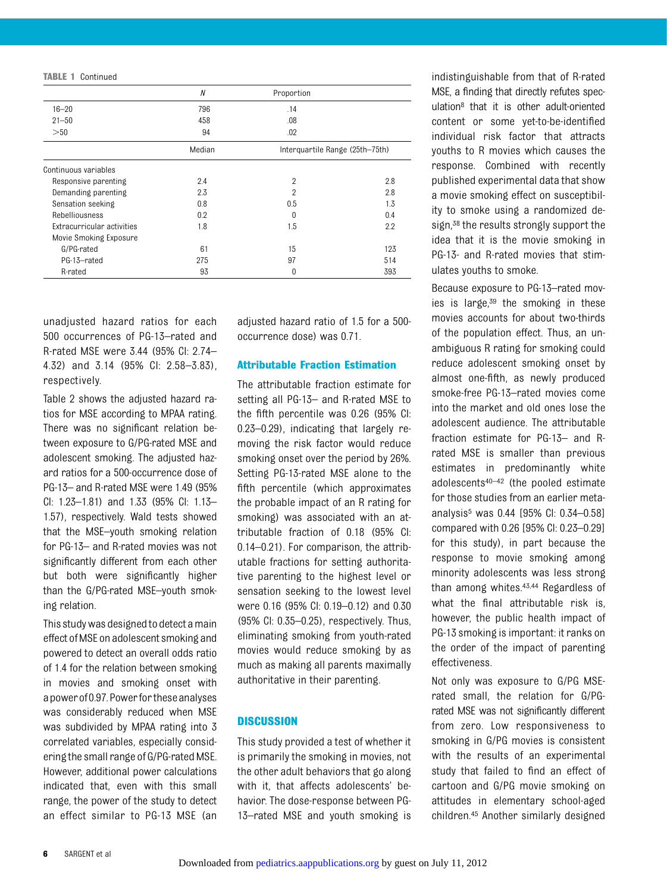**TABLE 1** Continued

| | N | Proportion | |
|---|---|---|---|
| 16–20 | 796 | .14 | |
| 21–50 | 458 | .08 | |
| >50 | 94 | .02 | |
| | Median | Interquartile Range (25th–75th) | |
| Continuous variables | | | |
| Responsive parenting | 2.4 | 2 | 2.8 |
| Demanding parenting | 2.3 | 2 | 2.8 |
| Sensation seeking | 0.8 | 0.5 | 1.3 |
| Rebelliousness | 0.2 | 0 | 0.4 |
| Extracurricular activities | 1.8 | 1.5 | 2.2 |
| Movie Smoking Exposure | | | |
| G/PG-rated | 61 | 15 | 123 |
| PG-13–rated | 275 | 97 | 514 |
| R-rated | 93 | 0 | 393 |

unadjusted hazard ratios for each 500 occurrences of PG-13–rated and R-rated MSE were 3.44 (95% CI: 2.74–4.32) and 3.14 (95% CI: 2.58–3.83), respectively.

Table 2 shows the adjusted hazard ratios for MSE according to MPAA rating. There was no significant relation between exposure to G/PG-rated MSE and adolescent smoking. The adjusted hazard ratios for a 500-occurrence dose of PG-13– and R-rated MSE were 1.49 (95% CI: 1.23–1.81) and 1.33 (95% CI: 1.13–1.57), respectively. Wald tests showed that the MSE–youth smoking relation for PG-13– and R-rated movies was not significantly different from each other but both were significantly higher than the G/PG-rated MSE–youth smoking relation.

This study was designed to detect a main effect of MSE on adolescent smoking and powered to detect an overall odds ratio of 1.4 for the relation between smoking in movies and smoking onset with a power of 0.97. Power for these analyses was considerably reduced when MSE was subdivided by MPAA rating into 3 correlated variables, especially considering the small range of G/PG-rated MSE. However, additional power calculations indicated that, even with this small range, the power of the study to detect an effect similar to PG-13 MSE (an adjusted hazard ratio of 1.5 for a 500-occurrence dose) was 0.71.

### Attributable Fraction Estimation

The attributable fraction estimate for setting all PG-13– and R-rated MSE to the fifth percentile was 0.26 (95% CI: 0.23–0.29), indicating that largely removing the risk factor would reduce smoking onset over the period by 26%. Setting PG-13-rated MSE alone to the fifth percentile (which approximates the probable impact of an R rating for smoking) was associated with an attributable fraction of 0.18 (95% CI: 0.14–0.21). For comparison, the attributable fractions for setting authoritative parenting to the highest level or sensation seeking to the lowest level were 0.16 (95% CI: 0.19–0.12) and 0.30 (95% CI: 0.35–0.25), respectively. Thus, eliminating smoking from youth-rated movies would reduce smoking by as much as making all parents maximally authoritative in their parenting.

## DISCUSSION

This study provided a test of whether it is primarily the smoking in movies, not the other adult behaviors that go along with it, that affects adolescents' behavior. The dose-response between PG-13–rated MSE and youth smoking is indistinguishable from that of R-rated MSE, a finding that directly refutes speculation[8] that it is other adult-oriented content or some yet-to-be-identified individual risk factor that attracts youths to R movies which causes the response. Combined with recently published experimental data that show a movie smoking effect on susceptibility to smoke using a randomized design,[38] the results strongly support the idea that it is the movie smoking in PG-13- and R-rated movies that stimulates youths to smoke.

Because exposure to PG-13–rated movies is large,[39] the smoking in these movies accounts for about two-thirds of the population effect. Thus, an unambiguous R rating for smoking could reduce adolescent smoking onset by almost one-fifth, as newly produced smoke-free PG-13–rated movies come into the market and old ones lose the adolescent audience. The attributable fraction estimate for PG-13– and R-rated MSE is smaller than previous estimates in predominantly white adolescents[40–42] (the pooled estimate for those studies from an earlier meta-analysis[5] was 0.44 [95% CI: 0.34–0.58] compared with 0.26 [95% CI: 0.23–0.29] for this study), in part because the response to movie smoking among minority adolescents was less strong than among whites.[43,44] Regardless of what the final attributable risk is, however, the public health impact of PG-13 smoking is important: it ranks on the order of the impact of parenting effectiveness.

Not only was exposure to G/PG MSE-rated small, the relation for G/PG-rated MSE was not significantly different from zero. Low responsiveness to smoking in G/PG movies is consistent with the results of an experimental study that failed to find an effect of cartoon and G/PG movie smoking on attitudes in elementary school-aged children.[45] Another similarly designed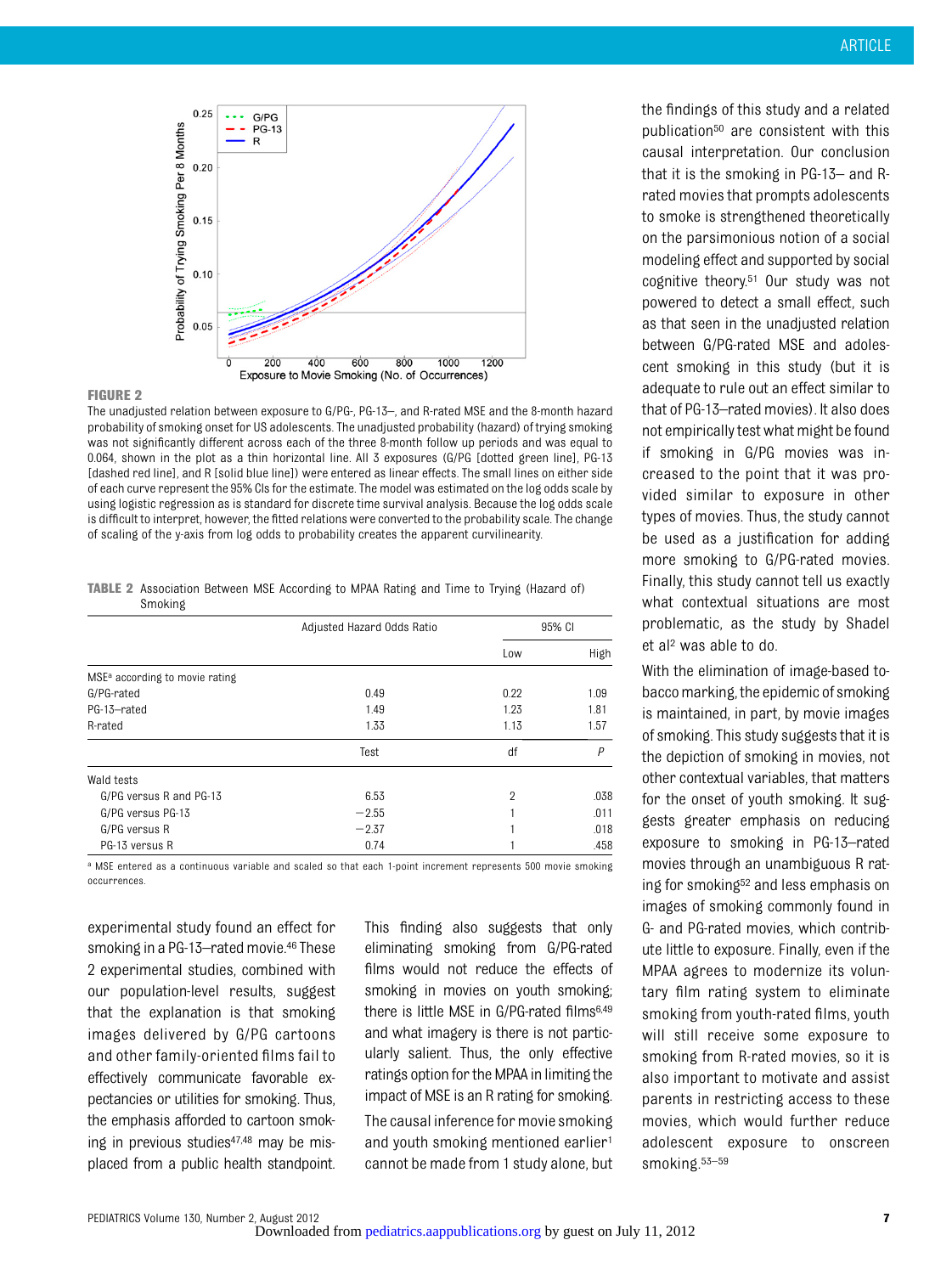**FIGURE 2**

The unadjusted relation between exposure to G/PG-, PG-13–, and R-rated MSE and the 8-month hazard probability of smoking onset for US adolescents. The unadjusted probability (hazard) of trying smoking was not significantly different across each of the three 8-month follow up periods and was equal to 0.064, shown in the plot as a thin horizontal line. All 3 exposures (G/PG [dotted green line], PG-13 [dashed red line], and R [solid blue line]) were entered as linear effects. The small lines on either side of each curve represent the 95% CIs for the estimate. The model was estimated on the log odds scale by using logistic regression as is standard for discrete time survival analysis. Because the log odds scale is difficult to interpret, however, the fitted relations were converted to the probability scale. The change of scaling of the y-axis from log odds to probability creates the apparent curvilinearity.

**TABLE 2** Association Between MSE According to MPAA Rating and Time to Trying (Hazard of) Smoking

| | Adjusted Hazard Odds Ratio | 95% CI | |
|---|---|---|---|
| | | Low | High |
| MSE[a] according to movie rating | | | |
| G/PG-rated | 0.49 | 0.22 | 1.09 |
| PG-13–rated | 1.49 | 1.23 | 1.81 |
| R-rated | 1.33 | 1.13 | 1.57 |
| | Test | df | *P* |
| Wald tests | | | |
| G/PG versus R and PG-13 | 6.53 | 2 | .038 |
| G/PG versus PG-13 | −2.55 | 1 | .011 |
| G/PG versus R | −2.37 | 1 | .018 |
| PG-13 versus R | 0.74 | 1 | .458 |

[a] MSE entered as a continuous variable and scaled so that each 1-point increment represents 500 movie smoking occurrences.

experimental study found an effect for smoking in a PG-13–rated movie.[46] These 2 experimental studies, combined with our population-level results, suggest that the explanation is that smoking images delivered by G/PG cartoons and other family-oriented films fail to effectively communicate favorable expectancies or utilities for smoking. Thus, the emphasis afforded to cartoon smoking in previous studies[47,48] may be misplaced from a public health standpoint.

This finding also suggests that only eliminating smoking from G/PG-rated films would not reduce the effects of smoking in movies on youth smoking; there is little MSE in G/PG-rated films[6,49] and what imagery is there is not particularly salient. Thus, the only effective ratings option for the MPAA in limiting the impact of MSE is an R rating for smoking.

The causal inference for movie smoking and youth smoking mentioned earlier[1] cannot be made from 1 study alone, but the findings of this study and a related publication[50] are consistent with this causal interpretation. Our conclusion that it is the smoking in PG-13– and R-rated movies that prompts adolescents to smoke is strengthened theoretically on the parsimonious notion of a social modeling effect and supported by social cognitive theory.[51] Our study was not powered to detect a small effect, such as that seen in the unadjusted relation between G/PG-rated MSE and adolescent smoking in this study (but it is adequate to rule out an effect similar to that of PG-13–rated movies). It also does not empirically test what might be found if smoking in G/PG movies was increased to the point that it was provided similar to exposure in other types of movies. Thus, the study cannot be used as a justification for adding more smoking to G/PG-rated movies. Finally, this study cannot tell us exactly what contextual situations are most problematic, as the study by Shadel et al[2] was able to do.

With the elimination of image-based tobacco marking, the epidemic of smoking is maintained, in part, by movie images of smoking. This study suggests that it is the depiction of smoking in movies, not other contextual variables, that matters for the onset of youth smoking. It suggests greater emphasis on reducing exposure to smoking in PG-13–rated movies through an unambiguous R rating for smoking[52] and less emphasis on images of smoking commonly found in G- and PG-rated movies, which contribute little to exposure. Finally, even if the MPAA agrees to modernize its voluntary film rating system to eliminate smoking from youth-rated films, youth will still receive some exposure to smoking from R-rated movies, so it is also important to motivate and assist parents in restricting access to these movies, which would further reduce adolescent exposure to onscreen smoking.[53–59]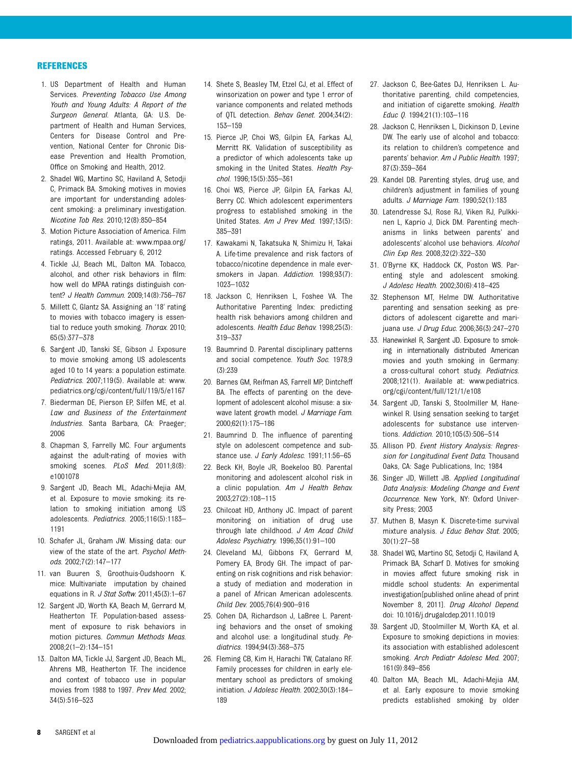## REFERENCES

1. US Department of Health and Human Services. *Preventing Tobacco Use Among Youth and Young Adults: A Report of the Surgeon General*. Atlanta, GA: U.S. Department of Health and Human Services, Centers for Disease Control and Prevention, National Center for Chronic Disease Prevention and Health Promotion, Office on Smoking and Health, 2012.
2. Shadel WG, Martino SC, Haviland A, Setodji C, Primack BA. Smoking motives in movies are important for understanding adolescent smoking: a preliminary investigation. *Nicotine Tob Res*. 2010;12(8):850–854
3. Motion Picture Association of America. Film ratings, 2011. Available at: www.mpaa.org/ratings. Accessed February 6, 2012
4. Tickle JJ, Beach ML, Dalton MA. Tobacco, alcohol, and other risk behaviors in film: how well do MPAA ratings distinguish content? *J Health Commun*. 2009;14(8):756–767
5. Millett C, Glantz SA. Assigning an '18' rating to movies with tobacco imagery is essential to reduce youth smoking. *Thorax*. 2010;65(5):377–378
6. Sargent JD, Tanski SE, Gibson J. Exposure to movie smoking among US adolescents aged 10 to 14 years: a population estimate. *Pediatrics*. 2007;119(5). Available at: www.pediatrics.org/cgi/content/full/119/5/e1167
7. Biederman DE, Pierson EP, Silfen ME, et al. *Law and Business of the Entertainment Industries*. Santa Barbara, CA: Praeger; 2006
8. Chapman S, Farrelly MC. Four arguments against the adult-rating of movies with smoking scenes. *PLoS Med*. 2011;8(8):e1001078
9. Sargent JD, Beach ML, Adachi-Mejia AM, et al. Exposure to movie smoking: its relation to smoking initiation among US adolescents. *Pediatrics*. 2005;116(5):1183–1191
10. Schafer JL, Graham JW. Missing data: our view of the state of the art. *Psychol Methods*. 2002;7(2):147–177
11. van Buuren S, Groothuis-Oudshoorn K. mice: Multivariate imputation by chained equations in R. *J Stat Softw*. 2011;45(3):1–67
12. Sargent JD, Worth KA, Beach M, Gerrard M, Heatherton TF. Population-based assessment of exposure to risk behaviors in motion pictures. *Commun Methods Meas*. 2008;2(1–2):134–151
13. Dalton MA, Tickle JJ, Sargent JD, Beach ML, Ahrens MB, Heatherton TF. The incidence and context of tobacco use in popular movies from 1988 to 1997. *Prev Med*. 2002;34(5):516–523
14. Shete S, Beasley TM, Etzel CJ, et al. Effect of winsorization on power and type 1 error of variance components and related methods of QTL detection. *Behav Genet*. 2004;34(2):153–159
15. Pierce JP, Choi WS, Gilpin EA, Farkas AJ, Merritt RK. Validation of susceptibility as a predictor of which adolescents take up smoking in the United States. *Health Psychol*. 1996;15(5):355–361
16. Choi WS, Pierce JP, Gilpin EA, Farkas AJ, Berry CC. Which adolescent experimenters progress to established smoking in the United States. *Am J Prev Med*. 1997;13(5):385–391
17. Kawakami N, Takatsuka N, Shimizu H, Takai A. Life-time prevalence and risk factors of tobacco/nicotine dependence in male ever-smokers in Japan. *Addiction*. 1998;93(7):1023–1032
18. Jackson C, Henriksen L, Foshee VA. The Authoritative Parenting Index: predicting health risk behaviors among children and adolescents. *Health Educ Behav*. 1998;25(3):319–337
19. Baumrind D. Parental disciplinary patterns and social competence. *Youth Soc*. 1978;9(3):239
20. Barnes GM, Reifman AS, Farrell MP, Dintcheff BA. The effects of parenting on the development of adolescent alcohol misuse: a six-wave latent growth model. *J Marriage Fam*. 2000;62(1):175–186
21. Baumrind D. The influence of parenting style on adolescent competence and substance use. *J Early Adolesc*. 1991;11:56–65
22. Beck KH, Boyle JR, Boekeloo BO. Parental monitoring and adolescent alcohol risk in a clinic population. *Am J Health Behav*. 2003;27(2):108–115
23. Chilcoat HD, Anthony JC. Impact of parent monitoring on initiation of drug use through late childhood. *J Am Acad Child Adolesc Psychiatry*. 1996;35(1):91–100
24. Cleveland MJ, Gibbons FX, Gerrard M, Pomery EA, Brody GH. The impact of parenting on risk cognitions and risk behavior: a study of mediation and moderation in a panel of African American adolescents. *Child Dev*. 2005;76(4):900–916
25. Cohen DA, Richardson J, LaBree L. Parenting behaviors and the onset of smoking and alcohol use: a longitudinal study. *Pediatrics*. 1994;94(3):368–375
26. Fleming CB, Kim H, Harachi TW, Catalano RF. Family processes for children in early elementary school as predictors of smoking initiation. *J Adolesc Health*. 2002;30(3):184–189
27. Jackson C, Bee-Gates DJ, Henriksen L. Authoritative parenting, child competencies, and initiation of cigarette smoking. *Health Educ Q*. 1994;21(1):103–116
28. Jackson C, Henriksen L, Dickinson D, Levine DW. The early use of alcohol and tobacco: its relation to children's competence and parents' behavior. *Am J Public Health*. 1997;87(3):359–364
29. Kandel DB. Parenting styles, drug use, and children's adjustment in families of young adults. *J Marriage Fam*. 1990;52(1):183
30. Latendresse SJ, Rose RJ, Viken RJ, Pulkkinen L, Kaprio J, Dick DM. Parenting mechanisms in links between parents' and adolescents' alcohol use behaviors. *Alcohol Clin Exp Res*. 2008;32(2):322–330
31. O'Byrne KK, Haddock CK, Poston WS. Parenting style and adolescent smoking. *J Adolesc Health*. 2002;30(6):418–425
32. Stephenson MT, Helme DW. Authoritative parenting and sensation seeking as predictors of adolescent cigarette and marijuana use. *J Drug Educ*. 2006;36(3):247–270
33. Hanewinkel R, Sargent JD. Exposure to smoking in internationally distributed American movies and youth smoking in Germany: a cross-cultural cohort study. *Pediatrics*. 2008;121(1). Available at: www.pediatrics.org/cgi/content/full/121/1/e108
34. Sargent JD, Tanski S, Stoolmiller M, Hanewinkel R. Using sensation seeking to target adolescents for substance use interventions. *Addiction*. 2010;105(3):506–514
35. Allison PD. *Event History Analysis: Regression for Longitudinal Event Data*. Thousand Oaks, CA: Sage Publications, Inc; 1984
36. Singer JD, Willett JB. *Applied Longitudinal Data Analysis: Modeling Change and Event Occurrence*. New York, NY: Oxford University Press; 2003
37. Muthen B, Masyn K. Discrete-time survival mixture analysis. *J Educ Behav Stat*. 2005;30(1):27–58
38. Shadel WG, Martino SC, Setodji C, Haviland A, Primack BA, Scharf D. Motives for smoking in movies affect future smoking risk in middle school students: An experimental investigation[published online ahead of print November 8, 2011]. *Drug Alcohol Depend*. doi: 10.1016/j.drugalcdep.2011.10.019
39. Sargent JD, Stoolmiller M, Worth KA, et al. Exposure to smoking depictions in movies: its association with established adolescent smoking. *Arch Pediatr Adolesc Med*. 2007;161(9):849–856
40. Dalton MA, Beach ML, Adachi-Mejia AM, et al. Early exposure to movie smoking predicts established smoking by older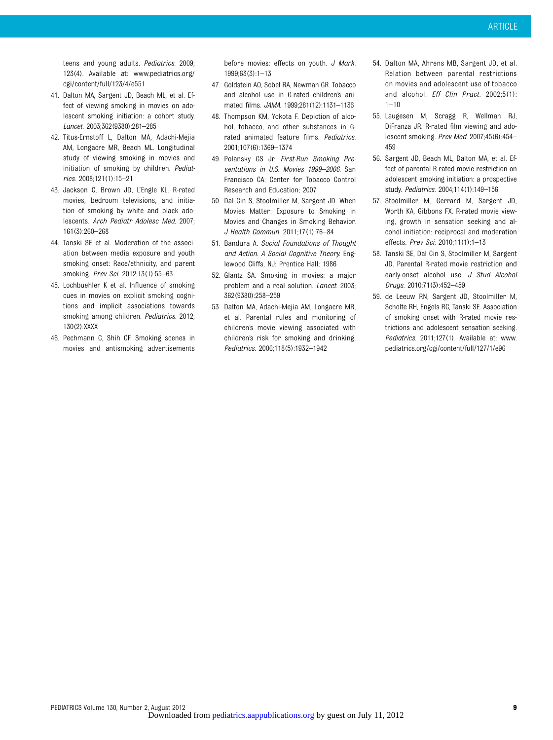teens and young adults. *Pediatrics*. 2009; 123(4). Available at: www.pediatrics.org/cgi/content/full/123/4/e551

41. Dalton MA, Sargent JD, Beach ML, et al. Effect of viewing smoking in movies on adolescent smoking initiation: a cohort study. *Lancet*. 2003;362(9380):281–285
42. Titus-Ernstoff L, Dalton MA, Adachi-Mejia AM, Longacre MR, Beach ML. Longitudinal study of viewing smoking in movies and initiation of smoking by children. *Pediatrics*. 2008;121(1):15–21
43. Jackson C, Brown JD, L'Engle KL. R-rated movies, bedroom televisions, and initiation of smoking by white and black adolescents. *Arch Pediatr Adolesc Med*. 2007; 161(3):260–268
44. Tanski SE et al. Moderation of the association between media exposure and youth smoking onset: Race/ethnicity, and parent smoking. *Prev Sci*. 2012;13(1):55–63
45. Lochbuehler K et al. Influence of smoking cues in movies on explicit smoking cognitions and implicit associations towards smoking among children. *Pediatrics*. 2012; 130(2):XXXX
46. Pechmann C, Shih CF. Smoking scenes in movies and antismoking advertisements before movies: effects on youth. *J Mark*. 1999;63(3):1–13
47. Goldstein AO, Sobel RA, Newman GR. Tobacco and alcohol use in G-rated children's animated films. *JAMA*. 1999;281(12):1131–1136
48. Thompson KM, Yokota F. Depiction of alcohol, tobacco, and other substances in G-rated animated feature films. *Pediatrics*. 2001;107(6):1369–1374
49. Polansky GS Jr. *First-Run Smoking Presentations in U.S. Movies 1999–2006*. San Francisco CA: Center for Tobacco Control Research and Education; 2007
50. Dal Cin S, Stoolmiller M, Sargent JD. When Movies Matter: Exposure to Smoking in Movies and Changes in Smoking Behavior. *J Health Commun*. 2011;17(1):76–84
51. Bandura A. *Social Foundations of Thought and Action. A Social Cognitive Theory*. Englewood Cliffs, NJ: Prentice Hall; 1986
52. Glantz SA. Smoking in movies: a major problem and a real solution. *Lancet*. 2003; 362(9380):258–259
53. Dalton MA, Adachi-Mejia AM, Longacre MR, et al. Parental rules and monitoring of children's movie viewing associated with children's risk for smoking and drinking. *Pediatrics*. 2006;118(5):1932–1942
54. Dalton MA, Ahrens MB, Sargent JD, et al. Relation between parental restrictions on movies and adolescent use of tobacco and alcohol. *Eff Clin Pract*. 2002;5(1): 1–10
55. Laugesen M, Scragg R, Wellman RJ, DiFranza JR. R-rated film viewing and adolescent smoking. *Prev Med*. 2007;45(6):454–459
56. Sargent JD, Beach ML, Dalton MA, et al. Effect of parental R-rated movie restriction on adolescent smoking initiation: a prospective study. *Pediatrics*. 2004;114(1):149–156
57. Stoolmiller M, Gerrard M, Sargent JD, Worth KA, Gibbons FX. R-rated movie viewing, growth in sensation seeking and alcohol initiation: reciprocal and moderation effects. *Prev Sci*. 2010;11(1):1–13
58. Tanski SE, Dal Cin S, Stoolmiller M, Sargent JD. Parental R-rated movie restriction and early-onset alcohol use. *J Stud Alcohol Drugs*. 2010;71(3):452–459
59. de Leeuw RN, Sargent JD, Stoolmiller M, Scholte RH, Engels RC, Tanski SE. Association of smoking onset with R-rated movie restrictions and adolescent sensation seeking. *Pediatrics*. 2011;127(1). Available at: www.pediatrics.org/cgi/content/full/127/1/e96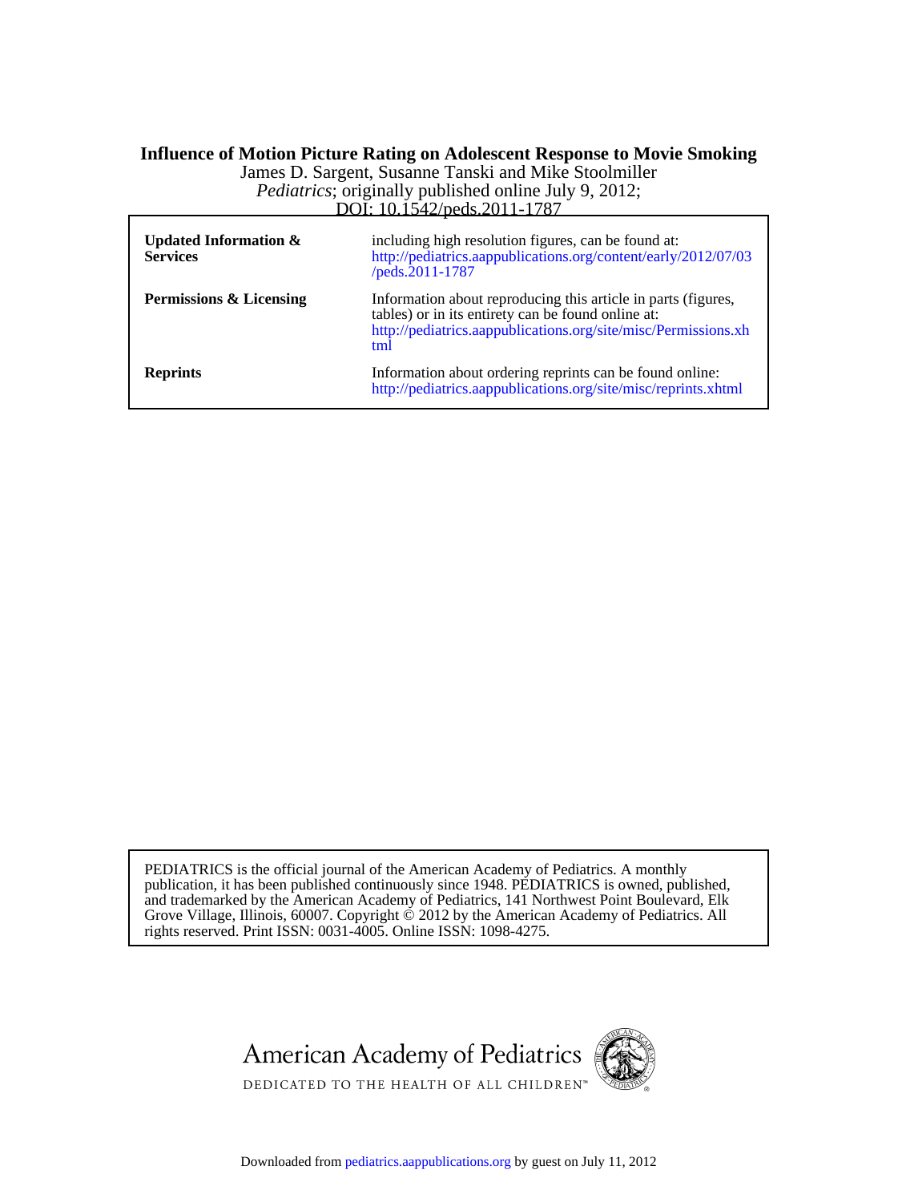**Influence of Motion Picture Rating on Adolescent Response to Movie Smoking**
James D. Sargent, Susanne Tanski and Mike Stoolmiller
*Pediatrics*; originally published online July 9, 2012;
DOI: 10.1542/peds.2011-1787

| | |
|---|---|
| **Updated Information & Services** | including high resolution figures, can be found at: http://pediatrics.aappublications.org/content/early/2012/07/03/peds.2011-1787 |
| **Permissions & Licensing** | Information about reproducing this article in parts (figures, tables) or in its entirety can be found online at: http://pediatrics.aappublications.org/site/misc/Permissions.xhtml |
| **Reprints** | Information about ordering reprints can be found online: http://pediatrics.aappublications.org/site/misc/reprints.xhtml |

PEDIATRICS is the official journal of the American Academy of Pediatrics. A monthly publication, it has been published continuously since 1948. PEDIATRICS is owned, published, and trademarked by the American Academy of Pediatrics, 141 Northwest Point Boulevard, Elk Grove Village, Illinois, 60007. Copyright © 2012 by the American Academy of Pediatrics. All rights reserved. Print ISSN: 0031-4005. Online ISSN: 1098-4275.

American Academy of Pediatrics
DEDICATED TO THE HEALTH OF ALL CHILDREN™

Downloaded from pediatrics.aappublications.org by guest on July 11, 2012